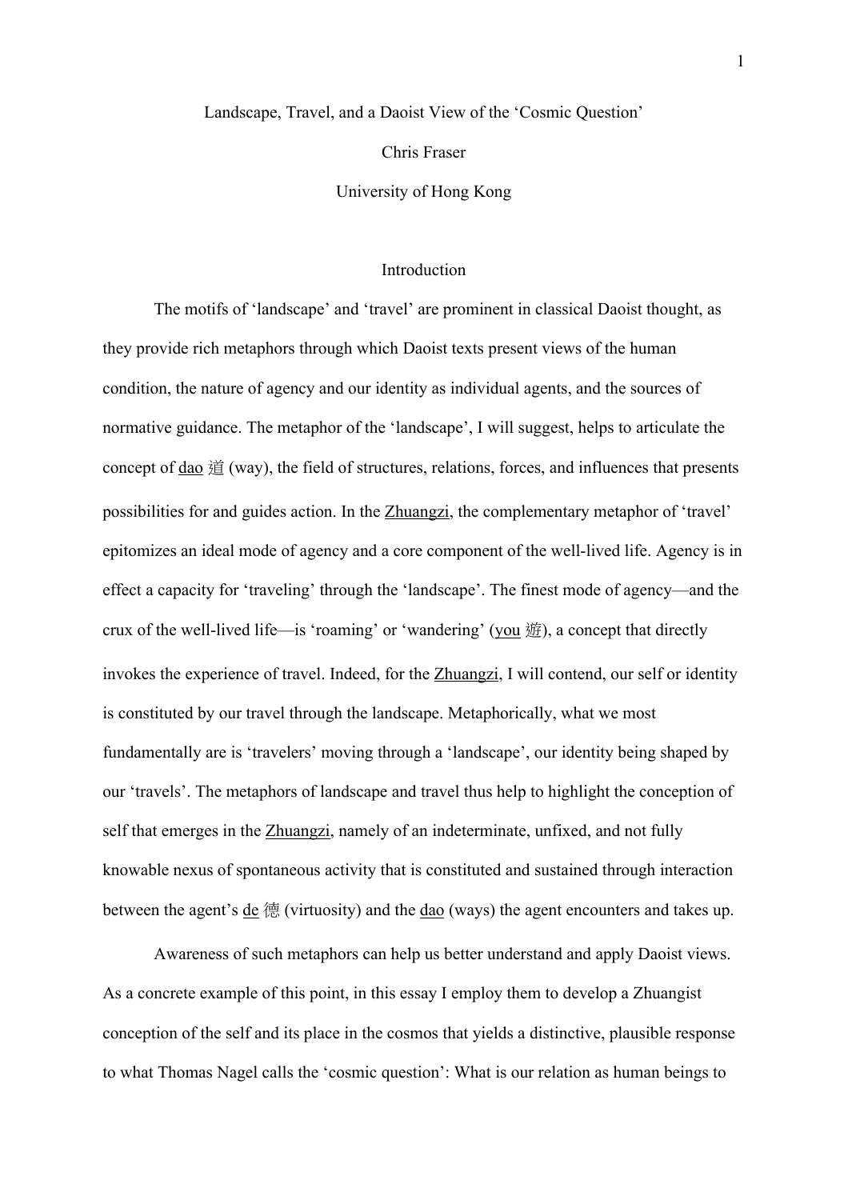# Landscape, Travel, and a Daoist View of the 'Cosmic Question'

Chris Fraser

University of Hong Kong

## Introduction

The motifs of 'landscape' and 'travel' are prominent in classical Daoist thought, as they provide rich metaphors through which Daoist texts present views of the human condition, the nature of agency and our identity as individual agents, and the sources of normative guidance. The metaphor of the 'landscape', I will suggest, helps to articulate the concept of dao 道 (way), the field of structures, relations, forces, and influences that presents possibilities for and guides action. In the Zhuangzi, the complementary metaphor of 'travel' epitomizes an ideal mode of agency and a core component of the well-lived life. Agency is in effect a capacity for 'traveling' through the 'landscape'. The finest mode of agency—and the crux of the well-lived life—is 'roaming' or 'wandering' (you 遊), a concept that directly invokes the experience of travel. Indeed, for the Zhuangzi, I will contend, our self or identity is constituted by our travel through the landscape. Metaphorically, what we most fundamentally are is 'travelers' moving through a 'landscape', our identity being shaped by our 'travels'. The metaphors of landscape and travel thus help to highlight the conception of self that emerges in the Zhuangzi, namely of an indeterminate, unfixed, and not fully knowable nexus of spontaneous activity that is constituted and sustained through interaction between the agent's de 德 (virtuosity) and the dao (ways) the agent encounters and takes up.

Awareness of such metaphors can help us better understand and apply Daoist views. As a concrete example of this point, in this essay I employ them to develop a Zhuangist conception of the self and its place in the cosmos that yields a distinctive, plausible response to what Thomas Nagel calls the 'cosmic question': What is our relation as human beings to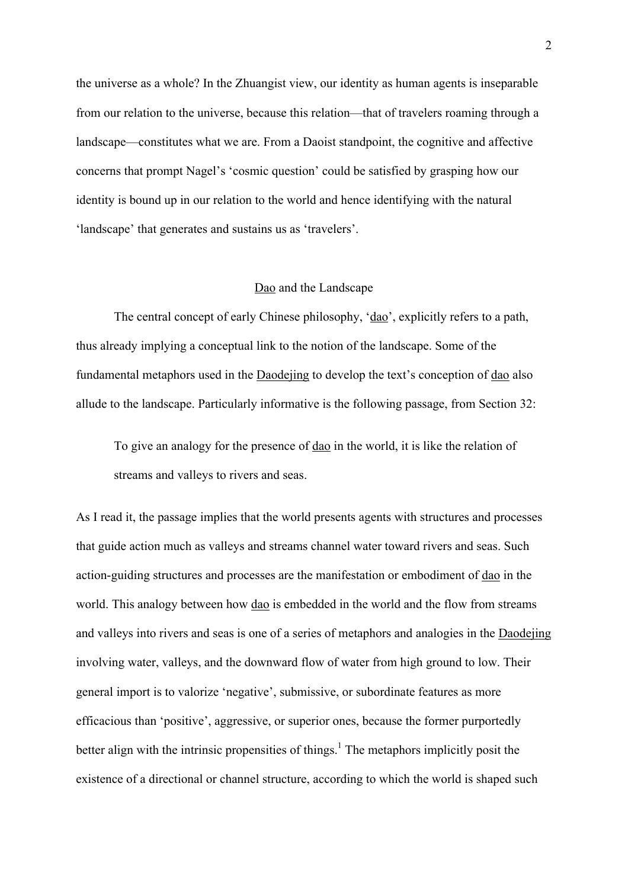the universe as a whole? In the Zhuangist view, our identity as human agents is inseparable from our relation to the universe, because this relation—that of travelers roaming through a landscape—constitutes what we are. From a Daoist standpoint, the cognitive and affective concerns that prompt Nagel's 'cosmic question' could be satisfied by grasping how our identity is bound up in our relation to the world and hence identifying with the natural 'landscape' that generates and sustains us as 'travelers'.

## Dao and the Landscape

The central concept of early Chinese philosophy, '*dao*', explicitly refers to a path, thus already implying a conceptual link to the notion of the landscape. Some of the fundamental metaphors used in the *Daodejing* to develop the text's conception of *dao* also allude to the landscape. Particularly informative is the following passage, from Section 32:

> To give an analogy for the presence of *dao* in the world, it is like the relation of streams and valleys to rivers and seas.

As I read it, the passage implies that the world presents agents with structures and processes that guide action much as valleys and streams channel water toward rivers and seas. Such action-guiding structures and processes are the manifestation or embodiment of *dao* in the world. This analogy between how *dao* is embedded in the world and the flow from streams and valleys into rivers and seas is one of a series of metaphors and analogies in the *Daodejing* involving water, valleys, and the downward flow of water from high ground to low. Their general import is to valorize 'negative', submissive, or subordinate features as more efficacious than 'positive', aggressive, or superior ones, because the former purportedly better align with the intrinsic propensities of things.[1] The metaphors implicitly posit the existence of a directional or channel structure, according to which the world is shaped such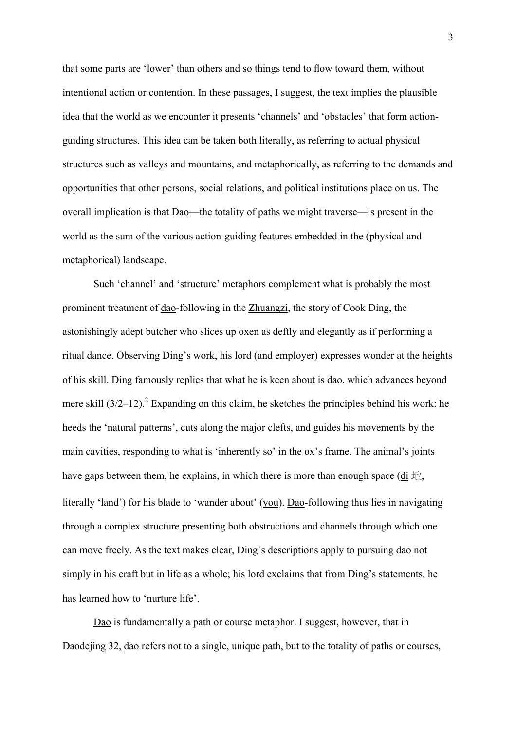that some parts are 'lower' than others and so things tend to flow toward them, without intentional action or contention. In these passages, I suggest, the text implies the plausible idea that the world as we encounter it presents 'channels' and 'obstacles' that form action-guiding structures. This idea can be taken both literally, as referring to actual physical structures such as valleys and mountains, and metaphorically, as referring to the demands and opportunities that other persons, social relations, and political institutions place on us. The overall implication is that Dao—the totality of paths we might traverse—is present in the world as the sum of the various action-guiding features embedded in the (physical and metaphorical) landscape.

Such 'channel' and 'structure' metaphors complement what is probably the most prominent treatment of dao-following in the Zhuangzi, the story of Cook Ding, the astonishingly adept butcher who slices up oxen as deftly and elegantly as if performing a ritual dance. Observing Ding's work, his lord (and employer) expresses wonder at the heights of his skill. Ding famously replies that what he is keen about is dao, which advances beyond mere skill (3/2–12).[2] Expanding on this claim, he sketches the principles behind his work: he heeds the 'natural patterns', cuts along the major clefts, and guides his movements by the main cavities, responding to what is 'inherently so' in the ox's frame. The animal's joints have gaps between them, he explains, in which there is more than enough space (di 地, literally 'land') for his blade to 'wander about' (you). Dao-following thus lies in navigating through a complex structure presenting both obstructions and channels through which one can move freely. As the text makes clear, Ding's descriptions apply to pursuing dao not simply in his craft but in life as a whole; his lord exclaims that from Ding's statements, he has learned how to 'nurture life'.

Dao is fundamentally a path or course metaphor. I suggest, however, that in Daodejing 32, dao refers not to a single, unique path, but to the totality of paths or courses,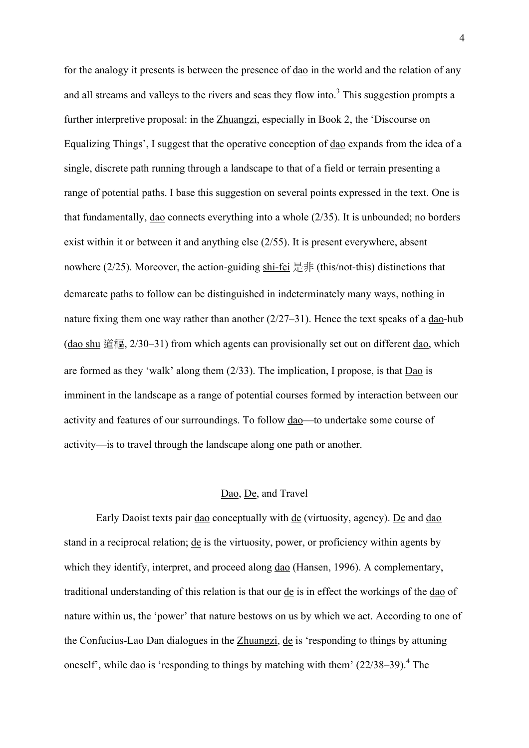for the analogy it presents is between the presence of dao in the world and the relation of any and all streams and valleys to the rivers and seas they flow into.[3] This suggestion prompts a further interpretive proposal: in the Zhuangzi, especially in Book 2, the 'Discourse on Equalizing Things', I suggest that the operative conception of dao expands from the idea of a single, discrete path running through a landscape to that of a field or terrain presenting a range of potential paths. I base this suggestion on several points expressed in the text. One is that fundamentally, dao connects everything into a whole (2/35). It is unbounded; no borders exist within it or between it and anything else (2/55). It is present everywhere, absent nowhere (2/25). Moreover, the action-guiding shi-fei 是非 (this/not-this) distinctions that demarcate paths to follow can be distinguished in indeterminately many ways, nothing in nature fixing them one way rather than another (2/27–31). Hence the text speaks of a dao-hub (dao shu 道樞, 2/30–31) from which agents can provisionally set out on different dao, which are formed as they 'walk' along them (2/33). The implication, I propose, is that Dao is imminent in the landscape as a range of potential courses formed by interaction between our activity and features of our surroundings. To follow dao—to undertake some course of activity—is to travel through the landscape along one path or another.

## Dao, De, and Travel

Early Daoist texts pair dao conceptually with de (virtuosity, agency). De and dao stand in a reciprocal relation; de is the virtuosity, power, or proficiency within agents by which they identify, interpret, and proceed along dao (Hansen, 1996). A complementary, traditional understanding of this relation is that our de is in effect the workings of the dao of nature within us, the 'power' that nature bestows on us by which we act. According to one of the Confucius-Lao Dan dialogues in the Zhuangzi, de is 'responding to things by attuning oneself', while dao is 'responding to things by matching with them' (22/38–39).[4] The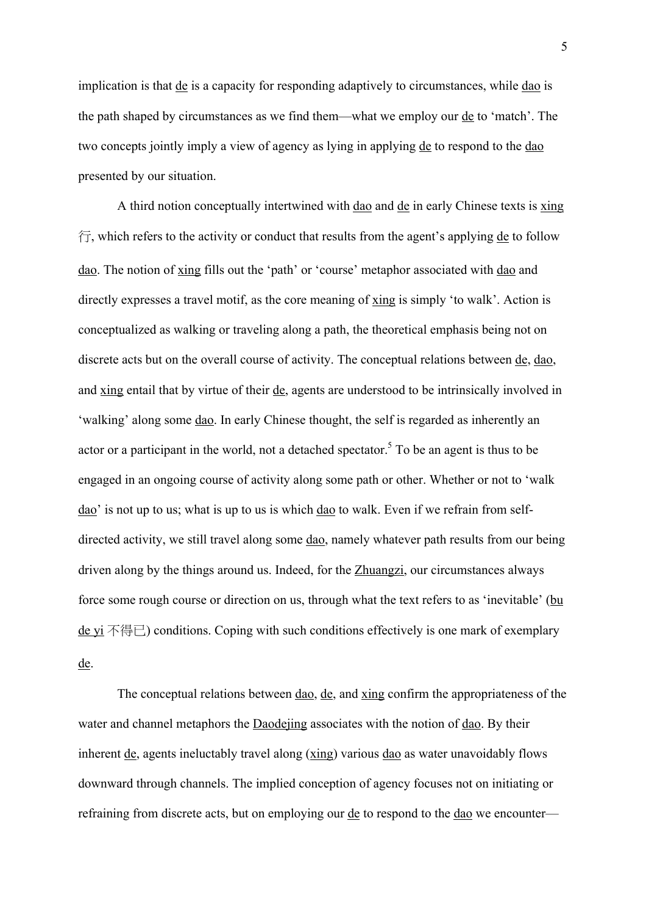implication is that de is a capacity for responding adaptively to circumstances, while dao is the path shaped by circumstances as we find them—what we employ our de to 'match'. The two concepts jointly imply a view of agency as lying in applying de to respond to the dao presented by our situation.

A third notion conceptually intertwined with dao and de in early Chinese texts is xing 行, which refers to the activity or conduct that results from the agent's applying de to follow dao. The notion of xing fills out the 'path' or 'course' metaphor associated with dao and directly expresses a travel motif, as the core meaning of xing is simply 'to walk'. Action is conceptualized as walking or traveling along a path, the theoretical emphasis being not on discrete acts but on the overall course of activity. The conceptual relations between de, dao, and xing entail that by virtue of their de, agents are understood to be intrinsically involved in 'walking' along some dao. In early Chinese thought, the self is regarded as inherently an actor or a participant in the world, not a detached spectator.[5] To be an agent is thus to be engaged in an ongoing course of activity along some path or other. Whether or not to 'walk dao' is not up to us; what is up to us is which dao to walk. Even if we refrain from self-directed activity, we still travel along some dao, namely whatever path results from our being driven along by the things around us. Indeed, for the Zhuangzi, our circumstances always force some rough course or direction on us, through what the text refers to as 'inevitable' (bu de yi 不得已) conditions. Coping with such conditions effectively is one mark of exemplary de.

The conceptual relations between dao, de, and xing confirm the appropriateness of the water and channel metaphors the Daodejing associates with the notion of dao. By their inherent de, agents ineluctably travel along (xing) various dao as water unavoidably flows downward through channels. The implied conception of agency focuses not on initiating or refraining from discrete acts, but on employing our de to respond to the dao we encounter—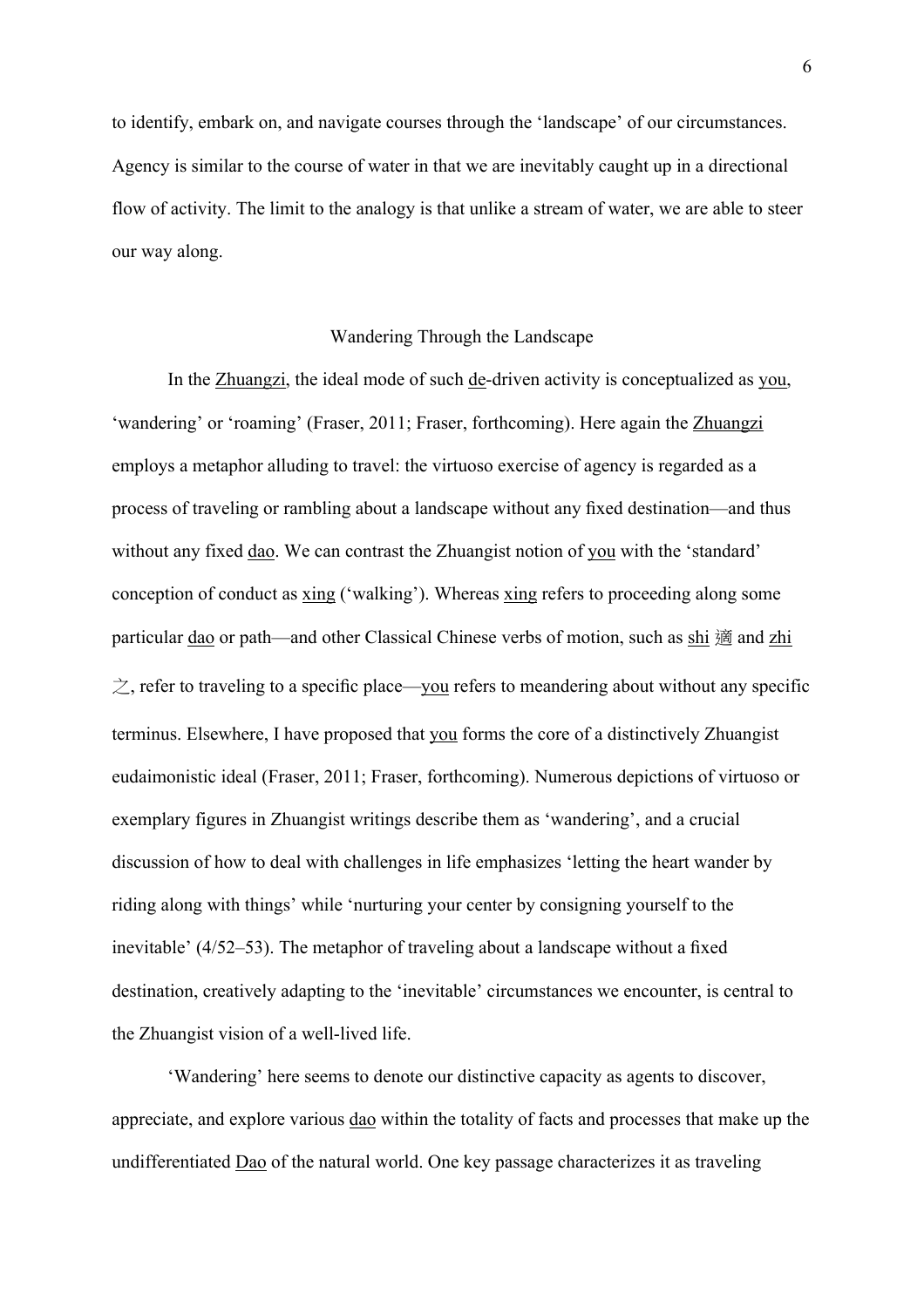to identify, embark on, and navigate courses through the 'landscape' of our circumstances. Agency is similar to the course of water in that we are inevitably caught up in a directional flow of activity. The limit to the analogy is that unlike a stream of water, we are able to steer our way along.

## Wandering Through the Landscape

In the Zhuangzi, the ideal mode of such de-driven activity is conceptualized as you, 'wandering' or 'roaming' (Fraser, 2011; Fraser, forthcoming). Here again the Zhuangzi employs a metaphor alluding to travel: the virtuoso exercise of agency is regarded as a process of traveling or rambling about a landscape without any fixed destination—and thus without any fixed dao. We can contrast the Zhuangist notion of you with the 'standard' conception of conduct as xing ('walking'). Whereas xing refers to proceeding along some particular dao or path—and other Classical Chinese verbs of motion, such as shi 適 and zhi 之, refer to traveling to a specific place—you refers to meandering about without any specific terminus. Elsewhere, I have proposed that you forms the core of a distinctively Zhuangist eudaimonistic ideal (Fraser, 2011; Fraser, forthcoming). Numerous depictions of virtuoso or exemplary figures in Zhuangist writings describe them as 'wandering', and a crucial discussion of how to deal with challenges in life emphasizes 'letting the heart wander by riding along with things' while 'nurturing your center by consigning yourself to the inevitable' (4/52–53). The metaphor of traveling about a landscape without a fixed destination, creatively adapting to the 'inevitable' circumstances we encounter, is central to the Zhuangist vision of a well-lived life.

'Wandering' here seems to denote our distinctive capacity as agents to discover, appreciate, and explore various dao within the totality of facts and processes that make up the undifferentiated Dao of the natural world. One key passage characterizes it as traveling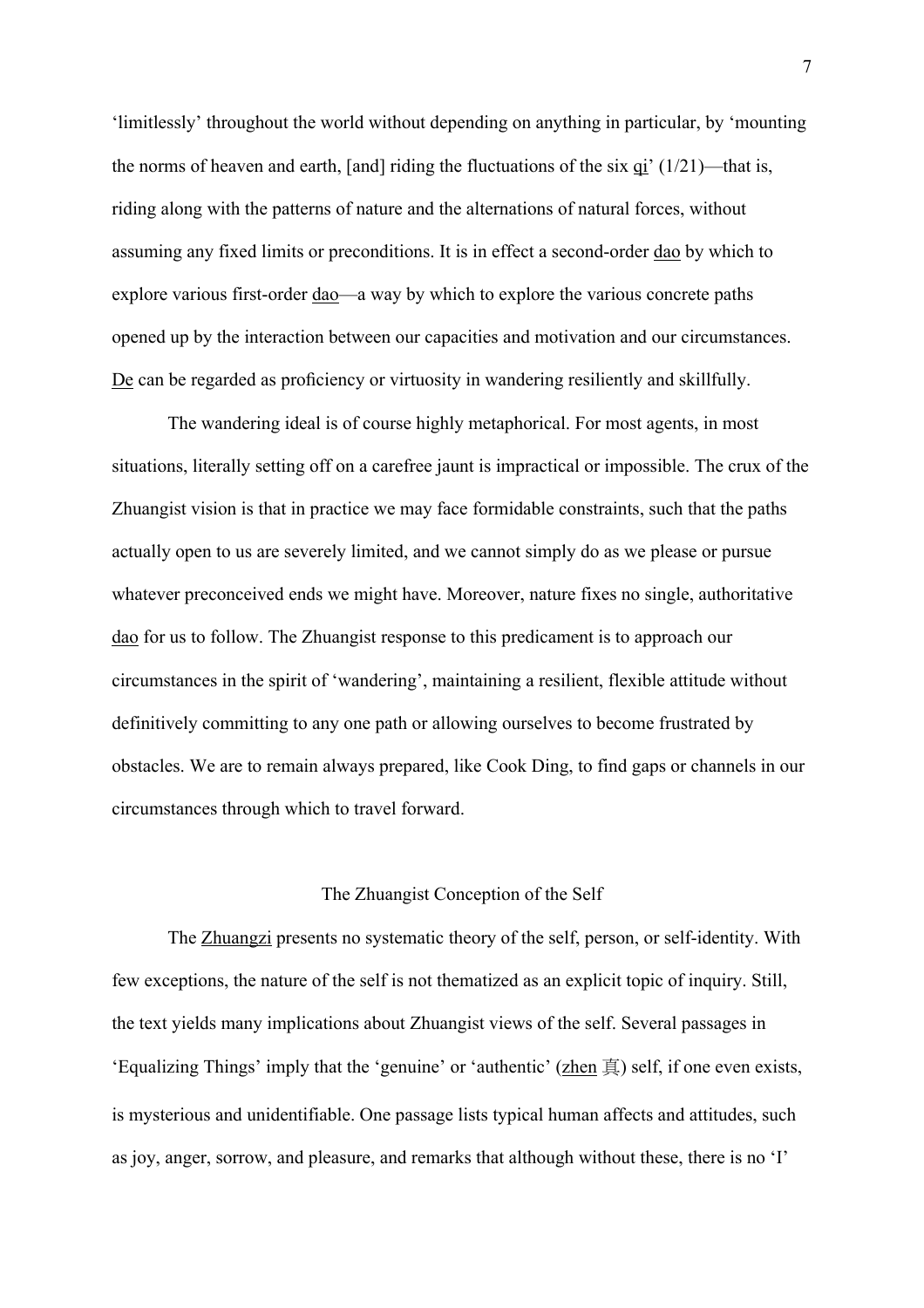'limitlessly' throughout the world without depending on anything in particular, by 'mounting the norms of heaven and earth, [and] riding the fluctuations of the six qi' (1/21)—that is, riding along with the patterns of nature and the alternations of natural forces, without assuming any fixed limits or preconditions. It is in effect a second-order dao by which to explore various first-order dao—a way by which to explore the various concrete paths opened up by the interaction between our capacities and motivation and our circumstances. De can be regarded as proficiency or virtuosity in wandering resiliently and skillfully.

The wandering ideal is of course highly metaphorical. For most agents, in most situations, literally setting off on a carefree jaunt is impractical or impossible. The crux of the Zhuangist vision is that in practice we may face formidable constraints, such that the paths actually open to us are severely limited, and we cannot simply do as we please or pursue whatever preconceived ends we might have. Moreover, nature fixes no single, authoritative dao for us to follow. The Zhuangist response to this predicament is to approach our circumstances in the spirit of 'wandering', maintaining a resilient, flexible attitude without definitively committing to any one path or allowing ourselves to become frustrated by obstacles. We are to remain always prepared, like Cook Ding, to find gaps or channels in our circumstances through which to travel forward.

## The Zhuangist Conception of the Self

The Zhuangzi presents no systematic theory of the self, person, or self-identity. With few exceptions, the nature of the self is not thematized as an explicit topic of inquiry. Still, the text yields many implications about Zhuangist views of the self. Several passages in 'Equalizing Things' imply that the 'genuine' or 'authentic' (zhen 真) self, if one even exists, is mysterious and unidentifiable. One passage lists typical human affects and attitudes, such as joy, anger, sorrow, and pleasure, and remarks that although without these, there is no 'I'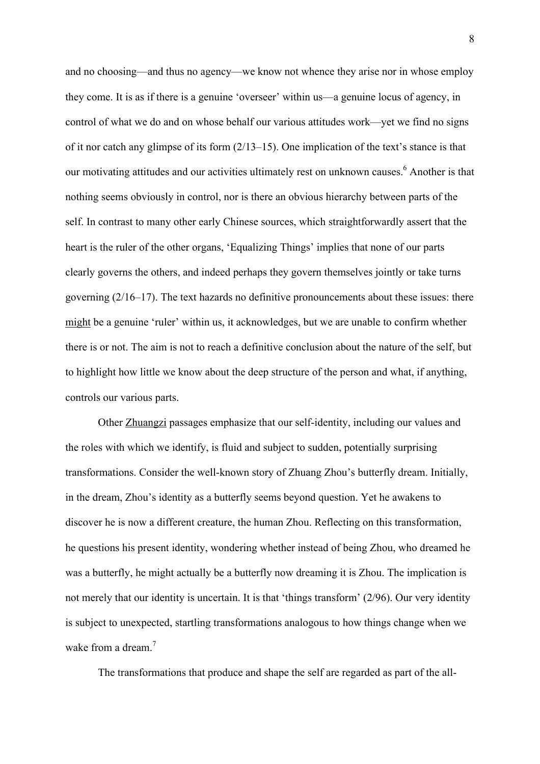and no choosing—and thus no agency—we know not whence they arise nor in whose employ they come. It is as if there is a genuine 'overseer' within us—a genuine locus of agency, in control of what we do and on whose behalf our various attitudes work—yet we find no signs of it nor catch any glimpse of its form (2/13–15). One implication of the text's stance is that our motivating attitudes and our activities ultimately rest on unknown causes.[6] Another is that nothing seems obviously in control, nor is there an obvious hierarchy between parts of the self. In contrast to many other early Chinese sources, which straightforwardly assert that the heart is the ruler of the other organs, 'Equalizing Things' implies that none of our parts clearly governs the others, and indeed perhaps they govern themselves jointly or take turns governing (2/16–17). The text hazards no definitive pronouncements about these issues: there *might* be a genuine 'ruler' within us, it acknowledges, but we are unable to confirm whether there is or not. The aim is not to reach a definitive conclusion about the nature of the self, but to highlight how little we know about the deep structure of the person and what, if anything, controls our various parts.

Other *Zhuangzi* passages emphasize that our self-identity, including our values and the roles with which we identify, is fluid and subject to sudden, potentially surprising transformations. Consider the well-known story of Zhuang Zhou's butterfly dream. Initially, in the dream, Zhou's identity as a butterfly seems beyond question. Yet he awakens to discover he is now a different creature, the human Zhou. Reflecting on this transformation, he questions his present identity, wondering whether instead of being Zhou, who dreamed he was a butterfly, he might actually be a butterfly now dreaming it is Zhou. The implication is not merely that our identity is uncertain. It is that 'things transform' (2/96). Our very identity is subject to unexpected, startling transformations analogous to how things change when we wake from a dream.[7]

The transformations that produce and shape the self are regarded as part of the all-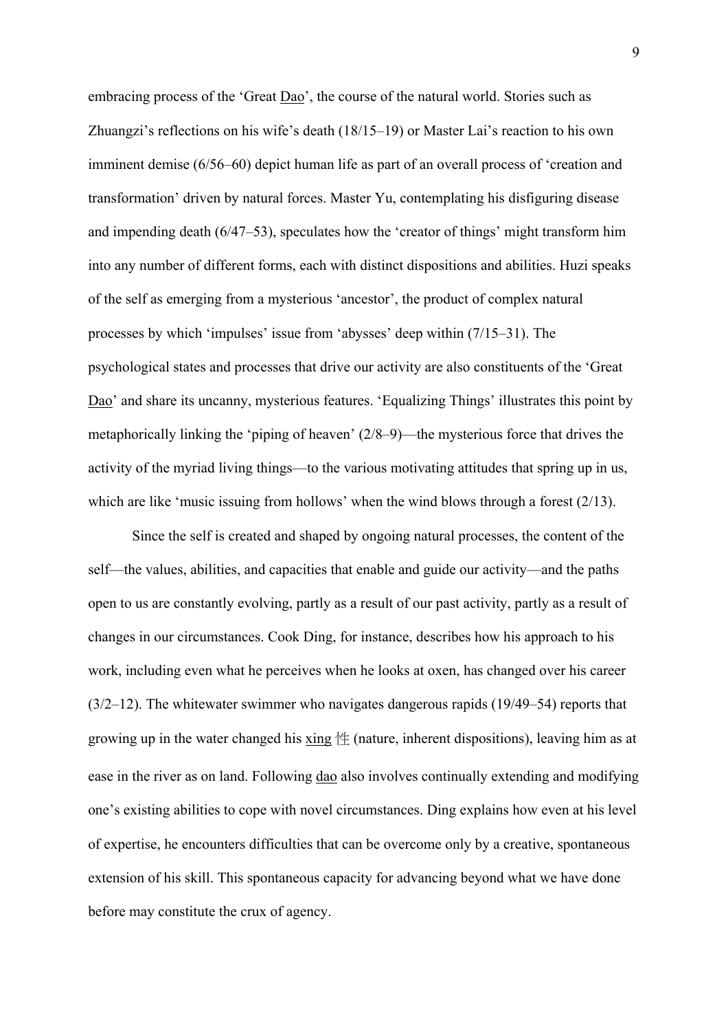embracing process of the 'Great Dao', the course of the natural world. Stories such as Zhuangzi's reflections on his wife's death (18/15–19) or Master Lai's reaction to his own imminent demise (6/56–60) depict human life as part of an overall process of 'creation and transformation' driven by natural forces. Master Yu, contemplating his disfiguring disease and impending death (6/47–53), speculates how the 'creator of things' might transform him into any number of different forms, each with distinct dispositions and abilities. Huzi speaks of the self as emerging from a mysterious 'ancestor', the product of complex natural processes by which 'impulses' issue from 'abysses' deep within (7/15–31). The psychological states and processes that drive our activity are also constituents of the 'Great Dao' and share its uncanny, mysterious features. 'Equalizing Things' illustrates this point by metaphorically linking the 'piping of heaven' (2/8–9)—the mysterious force that drives the activity of the myriad living things—to the various motivating attitudes that spring up in us, which are like 'music issuing from hollows' when the wind blows through a forest (2/13).

Since the self is created and shaped by ongoing natural processes, the content of the self—the values, abilities, and capacities that enable and guide our activity—and the paths open to us are constantly evolving, partly as a result of our past activity, partly as a result of changes in our circumstances. Cook Ding, for instance, describes how his approach to his work, including even what he perceives when he looks at oxen, has changed over his career (3/2–12). The whitewater swimmer who navigates dangerous rapids (19/49–54) reports that growing up in the water changed his xing 性 (nature, inherent dispositions), leaving him as at ease in the river as on land. Following dao also involves continually extending and modifying one's existing abilities to cope with novel circumstances. Ding explains how even at his level of expertise, he encounters difficulties that can be overcome only by a creative, spontaneous extension of his skill. This spontaneous capacity for advancing beyond what we have done before may constitute the crux of agency.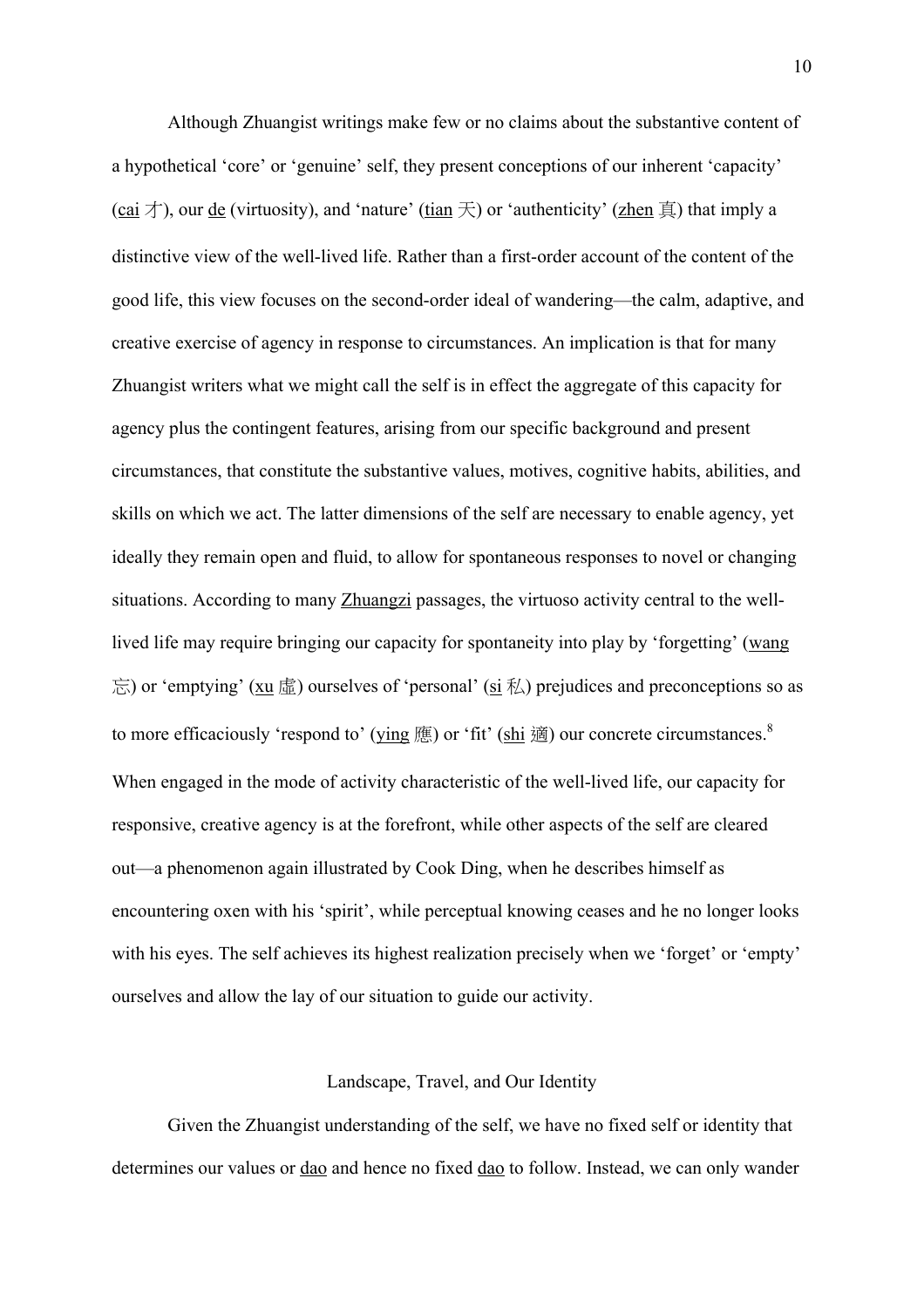Although Zhuangist writings make few or no claims about the substantive content of a hypothetical 'core' or 'genuine' self, they present conceptions of our inherent 'capacity' (cai 才), our de (virtuosity), and 'nature' (tian 天) or 'authenticity' (zhen 真) that imply a distinctive view of the well-lived life. Rather than a first-order account of the content of the good life, this view focuses on the second-order ideal of wandering—the calm, adaptive, and creative exercise of agency in response to circumstances. An implication is that for many Zhuangist writers what we might call the self is in effect the aggregate of this capacity for agency plus the contingent features, arising from our specific background and present circumstances, that constitute the substantive values, motives, cognitive habits, abilities, and skills on which we act. The latter dimensions of the self are necessary to enable agency, yet ideally they remain open and fluid, to allow for spontaneous responses to novel or changing situations. According to many Zhuangzi passages, the virtuoso activity central to the well-lived life may require bringing our capacity for spontaneity into play by 'forgetting' (wang 忘) or 'emptying' (xu 虛) ourselves of 'personal' (si 私) prejudices and preconceptions so as to more efficaciously 'respond to' (ying 應) or 'fit' (shi 適) our concrete circumstances.[8] When engaged in the mode of activity characteristic of the well-lived life, our capacity for responsive, creative agency is at the forefront, while other aspects of the self are cleared out—a phenomenon again illustrated by Cook Ding, when he describes himself as encountering oxen with his 'spirit', while perceptual knowing ceases and he no longer looks with his eyes. The self achieves its highest realization precisely when we 'forget' or 'empty' ourselves and allow the lay of our situation to guide our activity.

## Landscape, Travel, and Our Identity

Given the Zhuangist understanding of the self, we have no fixed self or identity that determines our values or dao and hence no fixed dao to follow. Instead, we can only wander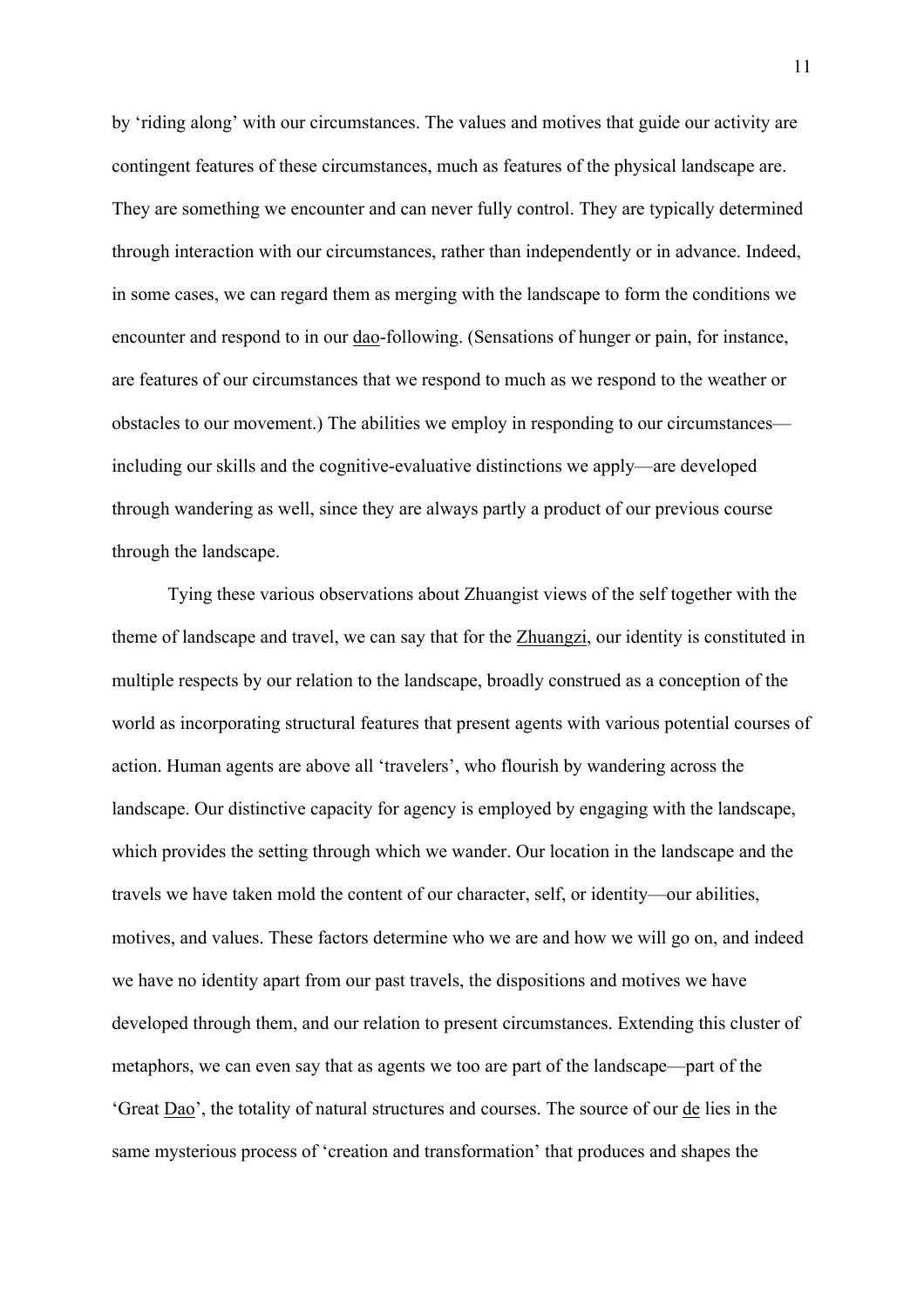by 'riding along' with our circumstances. The values and motives that guide our activity are contingent features of these circumstances, much as features of the physical landscape are. They are something we encounter and can never fully control. They are typically determined through interaction with our circumstances, rather than independently or in advance. Indeed, in some cases, we can regard them as merging with the landscape to form the conditions we encounter and respond to in our *dao*-following. (Sensations of hunger or pain, for instance, are features of our circumstances that we respond to much as we respond to the weather or obstacles to our movement.) The abilities we employ in responding to our circumstances—including our skills and the cognitive-evaluative distinctions we apply—are developed through wandering as well, since they are always partly a product of our previous course through the landscape.

Tying these various observations about Zhuangist views of the self together with the theme of landscape and travel, we can say that for the *Zhuangzi*, our identity is constituted in multiple respects by our relation to the landscape, broadly construed as a conception of the world as incorporating structural features that present agents with various potential courses of action. Human agents are above all 'travelers', who flourish by wandering across the landscape. Our distinctive capacity for agency is employed by engaging with the landscape, which provides the setting through which we wander. Our location in the landscape and the travels we have taken mold the content of our character, self, or identity—our abilities, motives, and values. These factors determine who we are and how we will go on, and indeed we have no identity apart from our past travels, the dispositions and motives we have developed through them, and our relation to present circumstances. Extending this cluster of metaphors, we can even say that as agents we too are part of the landscape—part of the 'Great *Dao*', the totality of natural structures and courses. The source of our *de* lies in the same mysterious process of 'creation and transformation' that produces and shapes the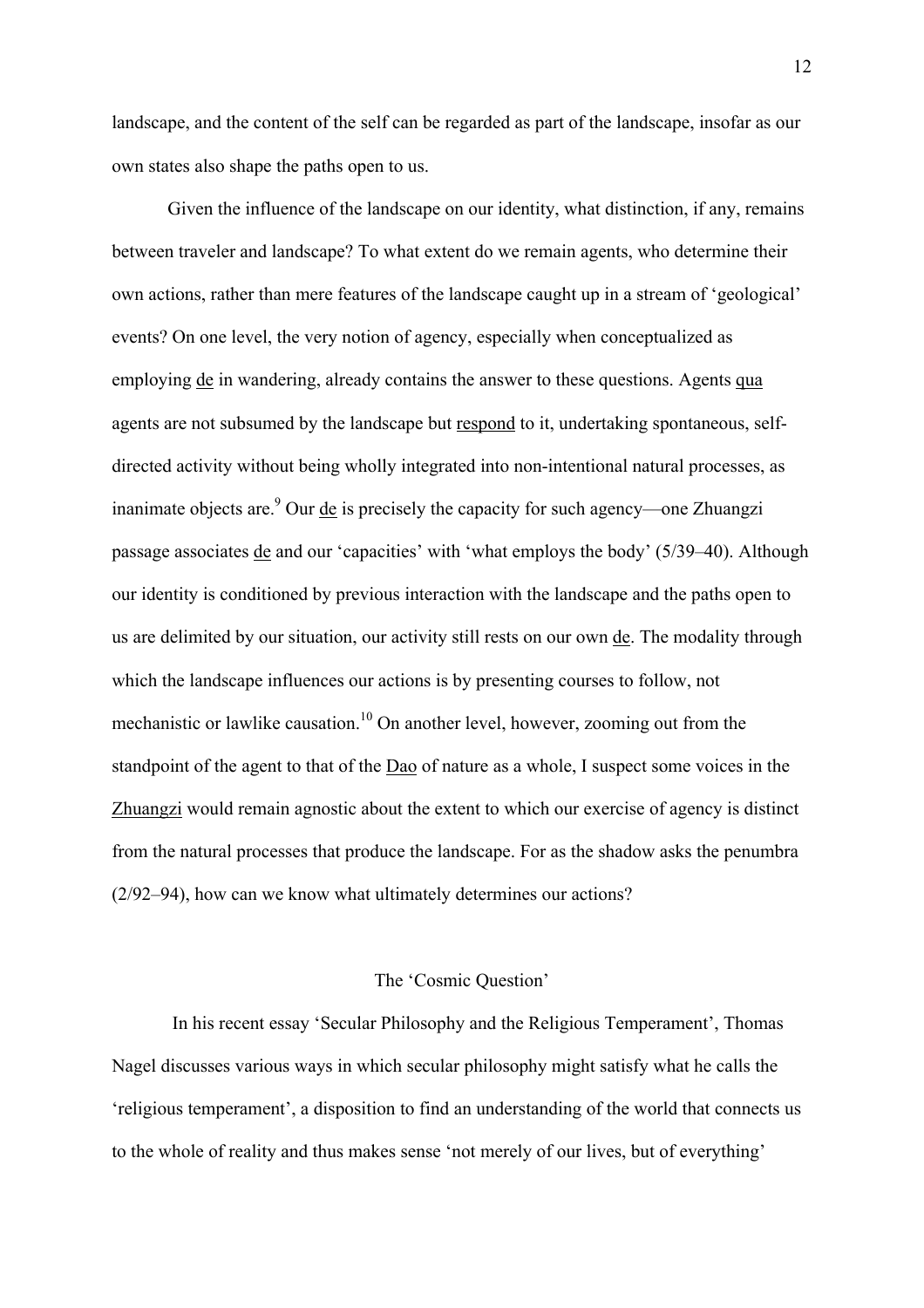landscape, and the content of the self can be regarded as part of the landscape, insofar as our own states also shape the paths open to us.

Given the influence of the landscape on our identity, what distinction, if any, remains between traveler and landscape? To what extent do we remain agents, who determine their own actions, rather than mere features of the landscape caught up in a stream of 'geological' events? On one level, the very notion of agency, especially when conceptualized as employing *de* in wandering, already contains the answer to these questions. Agents *qua* agents are not subsumed by the landscape but *respond* to it, undertaking spontaneous, self-directed activity without being wholly integrated into non-intentional natural processes, as inanimate objects are.[9] Our *de* is precisely the capacity for such agency—one Zhuangzi passage associates *de* and our 'capacities' with 'what employs the body' (5/39–40). Although our identity is conditioned by previous interaction with the landscape and the paths open to us are delimited by our situation, our activity still rests on our own *de*. The modality through which the landscape influences our actions is by presenting courses to follow, not mechanistic or lawlike causation.[10] On another level, however, zooming out from the standpoint of the agent to that of the *Dao* of nature as a whole, I suspect some voices in the *Zhuangzi* would remain agnostic about the extent to which our exercise of agency is distinct from the natural processes that produce the landscape. For as the shadow asks the penumbra (2/92–94), how can we know what ultimately determines our actions?

## The 'Cosmic Question'

In his recent essay 'Secular Philosophy and the Religious Temperament', Thomas Nagel discusses various ways in which secular philosophy might satisfy what he calls the 'religious temperament', a disposition to find an understanding of the world that connects us to the whole of reality and thus makes sense 'not merely of our lives, but of everything'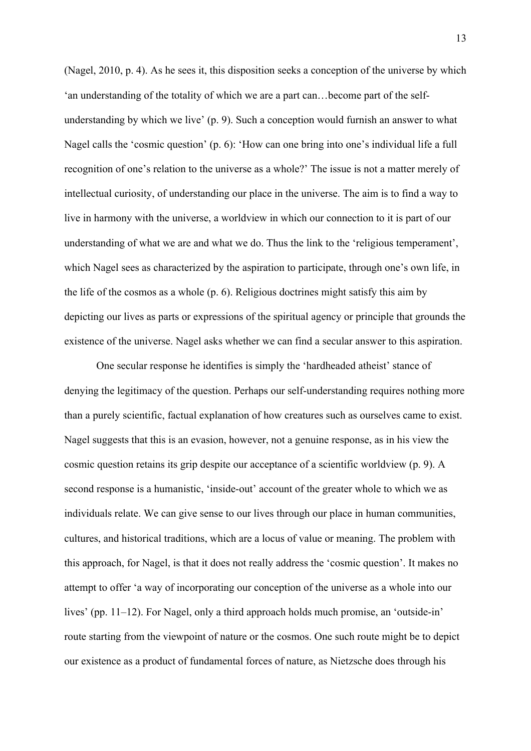(Nagel, 2010, p. 4). As he sees it, this disposition seeks a conception of the universe by which 'an understanding of the totality of which we are a part can…become part of the self-understanding by which we live' (p. 9). Such a conception would furnish an answer to what Nagel calls the 'cosmic question' (p. 6): 'How can one bring into one's individual life a full recognition of one's relation to the universe as a whole?' The issue is not a matter merely of intellectual curiosity, of understanding our place in the universe. The aim is to find a way to live in harmony with the universe, a worldview in which our connection to it is part of our understanding of what we are and what we do. Thus the link to the 'religious temperament', which Nagel sees as characterized by the aspiration to participate, through one's own life, in the life of the cosmos as a whole (p. 6). Religious doctrines might satisfy this aim by depicting our lives as parts or expressions of the spiritual agency or principle that grounds the existence of the universe. Nagel asks whether we can find a secular answer to this aspiration.

One secular response he identifies is simply the 'hardheaded atheist' stance of denying the legitimacy of the question. Perhaps our self-understanding requires nothing more than a purely scientific, factual explanation of how creatures such as ourselves came to exist. Nagel suggests that this is an evasion, however, not a genuine response, as in his view the cosmic question retains its grip despite our acceptance of a scientific worldview (p. 9). A second response is a humanistic, 'inside-out' account of the greater whole to which we as individuals relate. We can give sense to our lives through our place in human communities, cultures, and historical traditions, which are a locus of value or meaning. The problem with this approach, for Nagel, is that it does not really address the 'cosmic question'. It makes no attempt to offer 'a way of incorporating our conception of the universe as a whole into our lives' (pp. 11–12). For Nagel, only a third approach holds much promise, an 'outside-in' route starting from the viewpoint of nature or the cosmos. One such route might be to depict our existence as a product of fundamental forces of nature, as Nietzsche does through his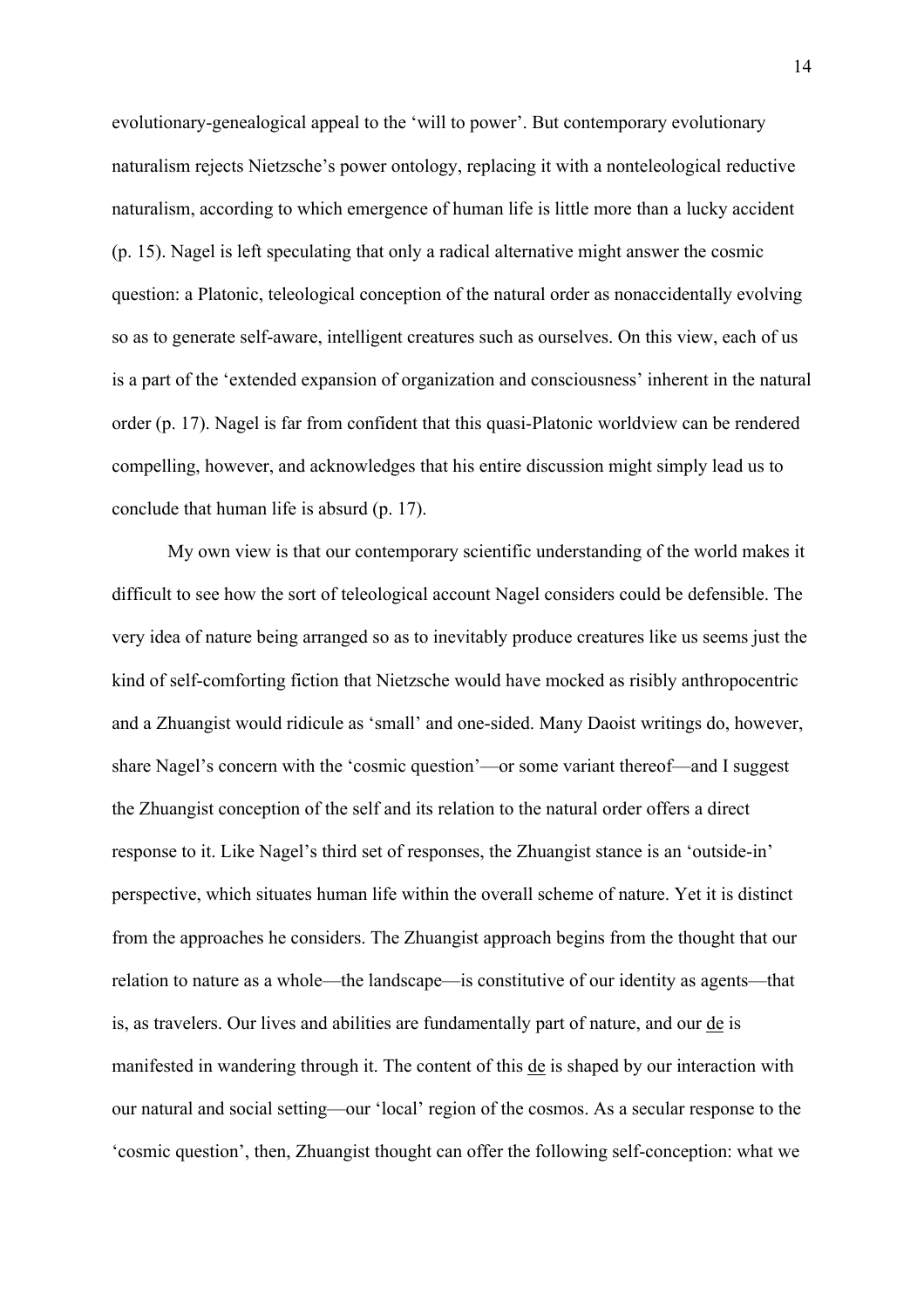evolutionary-genealogical appeal to the ‘will to power’. But contemporary evolutionary naturalism rejects Nietzsche’s power ontology, replacing it with a nonteleological reductive naturalism, according to which emergence of human life is little more than a lucky accident (p. 15). Nagel is left speculating that only a radical alternative might answer the cosmic question: a Platonic, teleological conception of the natural order as nonaccidentally evolving so as to generate self-aware, intelligent creatures such as ourselves. On this view, each of us is a part of the ‘extended expansion of organization and consciousness’ inherent in the natural order (p. 17). Nagel is far from confident that this quasi-Platonic worldview can be rendered compelling, however, and acknowledges that his entire discussion might simply lead us to conclude that human life is absurd (p. 17).

My own view is that our contemporary scientific understanding of the world makes it difficult to see how the sort of teleological account Nagel considers could be defensible. The very idea of nature being arranged so as to inevitably produce creatures like us seems just the kind of self-comforting fiction that Nietzsche would have mocked as risibly anthropocentric and a Zhuangist would ridicule as ‘small’ and one-sided. Many Daoist writings do, however, share Nagel’s concern with the ‘cosmic question’—or some variant thereof—and I suggest the Zhuangist conception of the self and its relation to the natural order offers a direct response to it. Like Nagel’s third set of responses, the Zhuangist stance is an ‘outside-in’ perspective, which situates human life within the overall scheme of nature. Yet it is distinct from the approaches he considers. The Zhuangist approach begins from the thought that our relation to nature as a whole—the landscape—is constitutive of our identity as agents—that is, as travelers. Our lives and abilities are fundamentally part of nature, and our <u>de</u> is manifested in wandering through it. The content of this <u>de</u> is shaped by our interaction with our natural and social setting—our ‘local’ region of the cosmos. As a secular response to the ‘cosmic question’, then, Zhuangist thought can offer the following self-conception: what we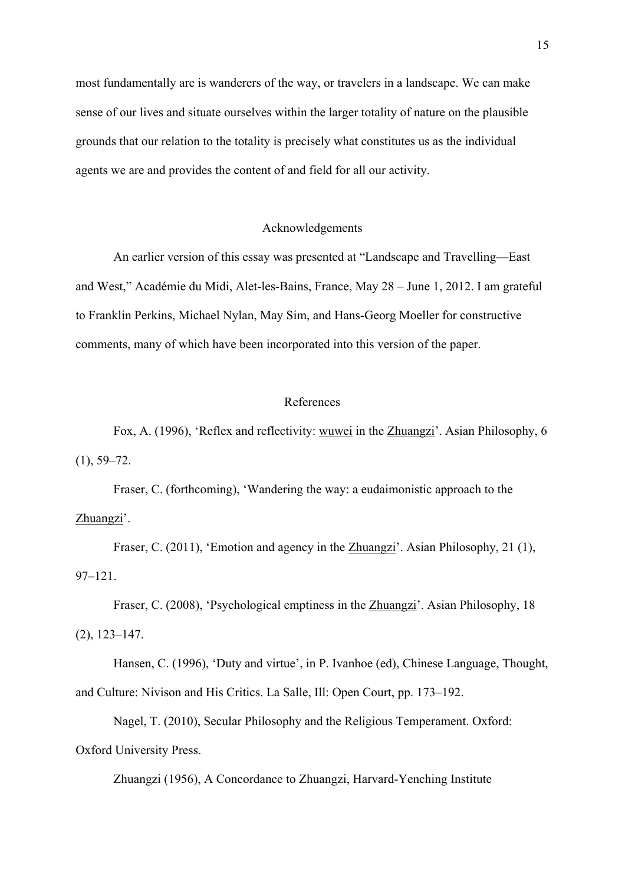most fundamentally are is wanderers of the way, or travelers in a landscape. We can make sense of our lives and situate ourselves within the larger totality of nature on the plausible grounds that our relation to the totality is precisely what constitutes us as the individual agents we are and provides the content of and field for all our activity.

## Acknowledgements

An earlier version of this essay was presented at "Landscape and Travelling—East and West," Académie du Midi, Alet-les-Bains, France, May 28 – June 1, 2012. I am grateful to Franklin Perkins, Michael Nylan, May Sim, and Hans-Georg Moeller for constructive comments, many of which have been incorporated into this version of the paper.

## References

Fox, A. (1996), 'Reflex and reflectivity: wuwei in the Zhuangzi'. Asian Philosophy, 6 (1), 59–72.

Fraser, C. (forthcoming), 'Wandering the way: a eudaimonistic approach to the Zhuangzi'.

Fraser, C. (2011), 'Emotion and agency in the Zhuangzi'. Asian Philosophy, 21 (1), 97–121.

Fraser, C. (2008), 'Psychological emptiness in the Zhuangzi'. Asian Philosophy, 18 (2), 123–147.

Hansen, C. (1996), 'Duty and virtue', in P. Ivanhoe (ed), Chinese Language, Thought, and Culture: Nivison and His Critics. La Salle, Ill: Open Court, pp. 173–192.

Nagel, T. (2010), Secular Philosophy and the Religious Temperament. Oxford: Oxford University Press.

Zhuangzi (1956), A Concordance to Zhuangzi, Harvard-Yenching Institute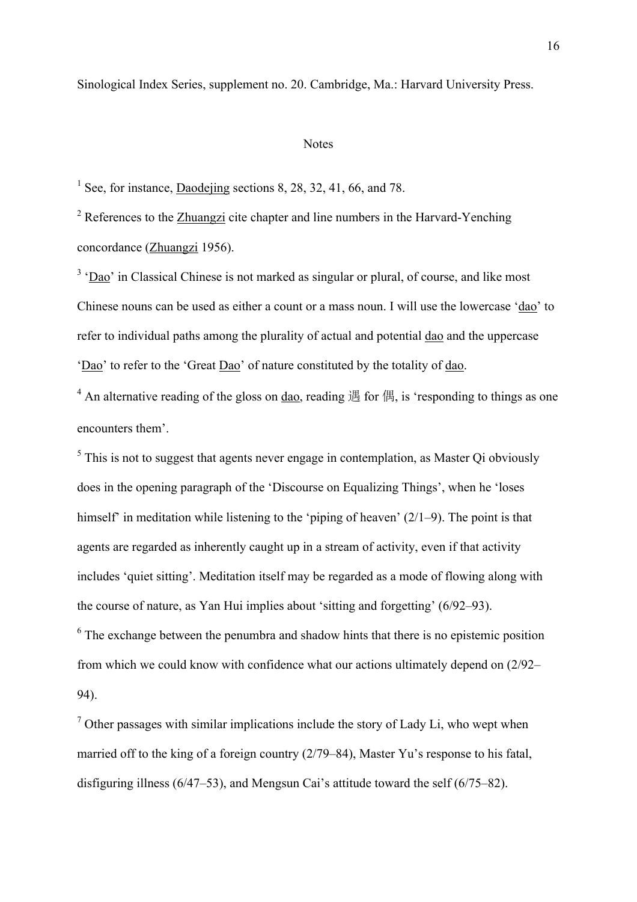Sinological Index Series, supplement no. 20. Cambridge, Ma.: Harvard University Press.

## Notes

[1] See, for instance, Daodejing sections 8, 28, 32, 41, 66, and 78.

[2] References to the Zhuangzi cite chapter and line numbers in the Harvard-Yenching concordance (Zhuangzi 1956).

[3] 'Dao' in Classical Chinese is not marked as singular or plural, of course, and like most Chinese nouns can be used as either a count or a mass noun. I will use the lowercase 'dao' to refer to individual paths among the plurality of actual and potential dao and the uppercase 'Dao' to refer to the 'Great Dao' of nature constituted by the totality of dao.

[4] An alternative reading of the gloss on dao, reading 遇 for 偶, is 'responding to things as one encounters them'.

[5] This is not to suggest that agents never engage in contemplation, as Master Qi obviously does in the opening paragraph of the 'Discourse on Equalizing Things', when he 'loses himself' in meditation while listening to the 'piping of heaven' (2/1–9). The point is that agents are regarded as inherently caught up in a stream of activity, even if that activity includes 'quiet sitting'. Meditation itself may be regarded as a mode of flowing along with the course of nature, as Yan Hui implies about 'sitting and forgetting' (6/92–93).

[6] The exchange between the penumbra and shadow hints that there is no epistemic position from which we could know with confidence what our actions ultimately depend on (2/92–94).

[7] Other passages with similar implications include the story of Lady Li, who wept when married off to the king of a foreign country (2/79–84), Master Yu's response to his fatal, disfiguring illness (6/47–53), and Mengsun Cai's attitude toward the self (6/75–82).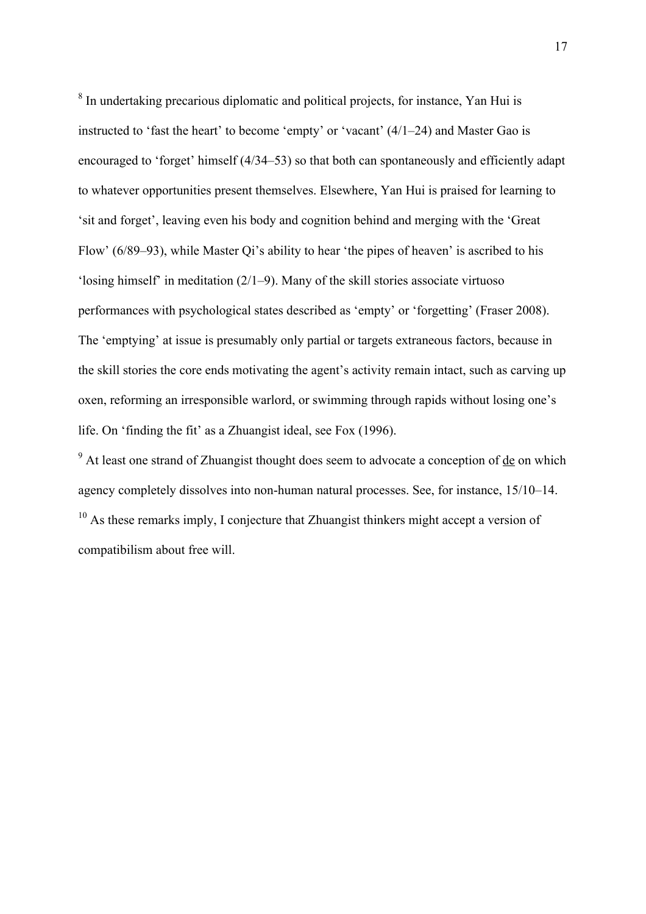[8] In undertaking precarious diplomatic and political projects, for instance, Yan Hui is instructed to 'fast the heart' to become 'empty' or 'vacant' (4/1–24) and Master Gao is encouraged to 'forget' himself (4/34–53) so that both can spontaneously and efficiently adapt to whatever opportunities present themselves. Elsewhere, Yan Hui is praised for learning to 'sit and forget', leaving even his body and cognition behind and merging with the 'Great Flow' (6/89–93), while Master Qi's ability to hear 'the pipes of heaven' is ascribed to his 'losing himself' in meditation (2/1–9). Many of the skill stories associate virtuoso performances with psychological states described as 'empty' or 'forgetting' (Fraser 2008). The 'emptying' at issue is presumably only partial or targets extraneous factors, because in the skill stories the core ends motivating the agent's activity remain intact, such as carving up oxen, reforming an irresponsible warlord, or swimming through rapids without losing one's life. On 'finding the fit' as a Zhuangist ideal, see Fox (1996).

[9] At least one strand of Zhuangist thought does seem to advocate a conception of de on which agency completely dissolves into non-human natural processes. See, for instance, 15/10–14.

[10] As these remarks imply, I conjecture that Zhuangist thinkers might accept a version of compatibilism about free will.